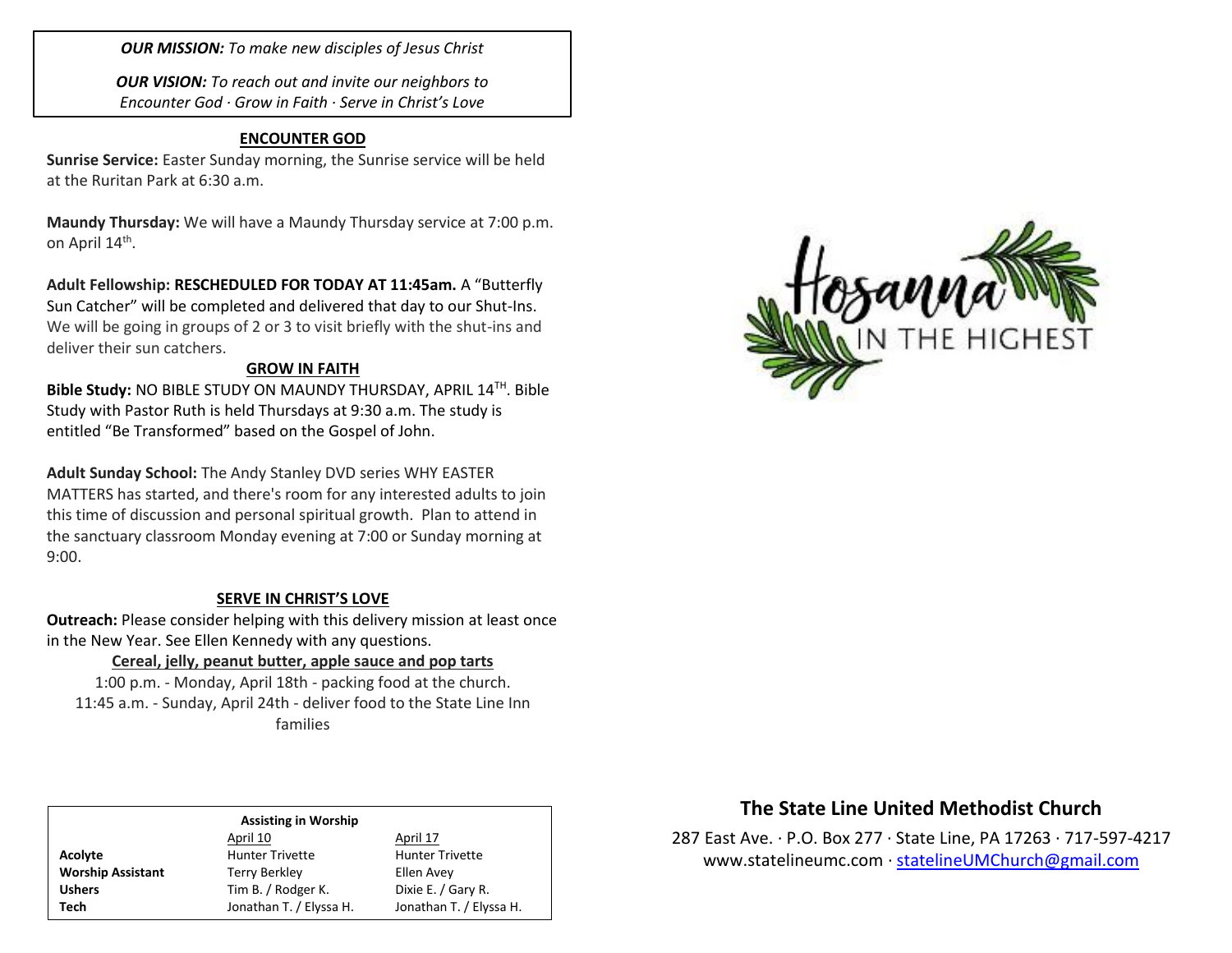***OUR MISSION:*** *To make new disciples of Jesus Christ*

***OUR VISION:*** *To reach out and invite our neighbors to Encounter God · Grow in Faith · Serve in Christ's Love*

## ENCOUNTER GOD

**Sunrise Service:** Easter Sunday morning, the Sunrise service will be held at the Ruritan Park at 6:30 a.m.

**Maundy Thursday:** We will have a Maundy Thursday service at 7:00 p.m. on April 14th.

**Adult Fellowship: RESCHEDULED FOR TODAY AT 11:45am.** A "Butterfly Sun Catcher" will be completed and delivered that day to our Shut-Ins. We will be going in groups of 2 or 3 to visit briefly with the shut-ins and deliver their sun catchers.

## GROW IN FAITH

**Bible Study:** NO BIBLE STUDY ON MAUNDY THURSDAY, APRIL 14TH. Bible Study with Pastor Ruth is held Thursdays at 9:30 a.m. The study is entitled "Be Transformed" based on the Gospel of John.

**Adult Sunday School:** The Andy Stanley DVD series WHY EASTER MATTERS has started, and there's room for any interested adults to join this time of discussion and personal spiritual growth. Plan to attend in the sanctuary classroom Monday evening at 7:00 or Sunday morning at 9:00.

## SERVE IN CHRIST'S LOVE

**Outreach:** Please consider helping with this delivery mission at least once in the New Year. See Ellen Kennedy with any questions.

**Cereal, jelly, peanut butter, apple sauce and pop tarts**

1:00 p.m. - Monday, April 18th - packing food at the church.
11:45 a.m. - Sunday, April 24th - deliver food to the State Line Inn families

| Assisting in Worship | April 10 | April 17 |
|---|---|---|
| **Acolyte** | Hunter Trivette | Hunter Trivette |
| **Worship Assistant** | Terry Berkley | Ellen Avey |
| **Ushers** | Tim B. / Rodger K. | Dixie E. / Gary R. |
| **Tech** | Jonathan T. / Elyssa H. | Jonathan T. / Elyssa H. |

Hosanna IN THE HIGHEST

## The State Line United Methodist Church

287 East Ave. · P.O. Box 277 · State Line, PA 17263 · 717-597-4217
www.statelineumc.com · statelineUMChurch@gmail.com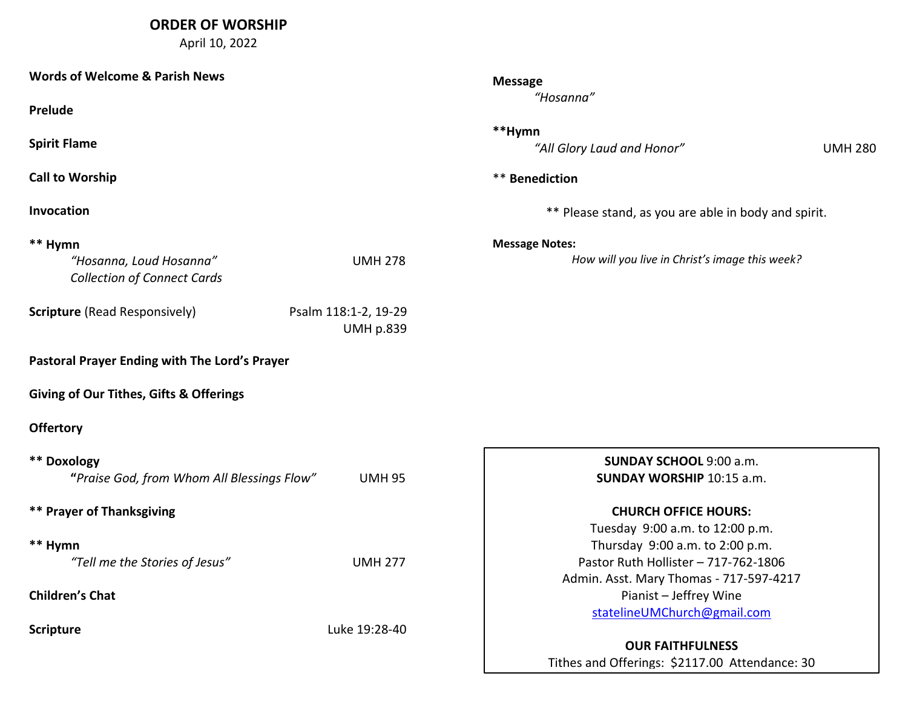## ORDER OF WORSHIP

April 10, 2022

**Words of Welcome & Parish News**

**Prelude**

**Spirit Flame**

**Call to Worship**

**Invocation**

**\*\* Hymn**
*"Hosanna, Loud Hosanna"* UMH 278
*Collection of Connect Cards*

**Scripture** (Read Responsively) Psalm 118:1-2, 19-29
UMH p.839

**Pastoral Prayer Ending with The Lord's Prayer**

**Giving of Our Tithes, Gifts & Offerings**

**Offertory**

**\*\* Doxology**
**"***Praise God, from Whom All Blessings Flow"* UMH 95

**\*\* Prayer of Thanksgiving**

**\*\* Hymn**
*"Tell me the Stories of Jesus"* UMH 277

**Children's Chat**

**Scripture** Luke 19:28-40

**Message**
*"Hosanna"*

**\*\*Hymn**
*"All Glory Laud and Honor"* UMH 280

\*\* **Benediction**

\*\* Please stand, as you are able in body and spirit.

**Message Notes:**
*How will you live in Christ's image this week?*

**SUNDAY SCHOOL** 9:00 a.m.
**SUNDAY WORSHIP** 10:15 a.m.

**CHURCH OFFICE HOURS:**
Tuesday 9:00 a.m. to 12:00 p.m.
Thursday 9:00 a.m. to 2:00 p.m.
Pastor Ruth Hollister – 717-762-1806
Admin. Asst. Mary Thomas - 717-597-4217
Pianist – Jeffrey Wine
statelineUMChurch@gmail.com

**OUR FAITHFULNESS**
Tithes and Offerings: $2117.00 Attendance: 30